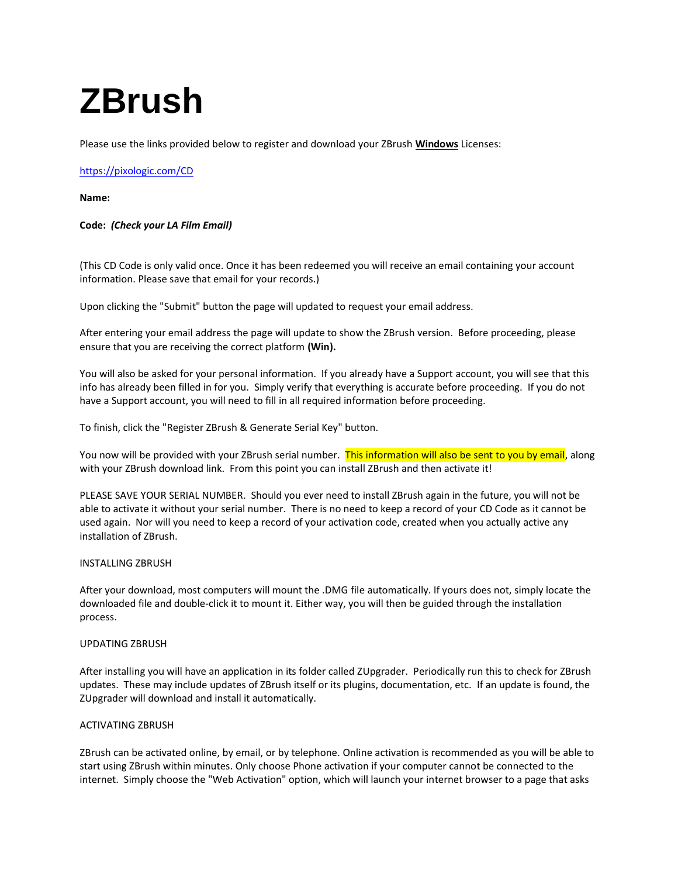# ZBrush

Please use the links provided below to register and download your ZBrush **Windows** Licenses:

https://pixologic.com/CD

**Name:**

**Code:** ***(Check your LA Film Email)***

(This CD Code is only valid once. Once it has been redeemed you will receive an email containing your account information. Please save that email for your records.)

Upon clicking the "Submit" button the page will updated to request your email address.

After entering your email address the page will update to show the ZBrush version. Before proceeding, please ensure that you are receiving the correct platform **(Win).**

You will also be asked for your personal information. If you already have a Support account, you will see that this info has already been filled in for you. Simply verify that everything is accurate before proceeding. If you do not have a Support account, you will need to fill in all required information before proceeding.

To finish, click the "Register ZBrush & Generate Serial Key" button.

You now will be provided with your ZBrush serial number. This information will also be sent to you by email, along with your ZBrush download link. From this point you can install ZBrush and then activate it!

PLEASE SAVE YOUR SERIAL NUMBER. Should you ever need to install ZBrush again in the future, you will not be able to activate it without your serial number. There is no need to keep a record of your CD Code as it cannot be used again. Nor will you need to keep a record of your activation code, created when you actually active any installation of ZBrush.

INSTALLING ZBRUSH

After your download, most computers will mount the .DMG file automatically. If yours does not, simply locate the downloaded file and double-click it to mount it. Either way, you will then be guided through the installation process.

UPDATING ZBRUSH

After installing you will have an application in its folder called ZUpgrader. Periodically run this to check for ZBrush updates. These may include updates of ZBrush itself or its plugins, documentation, etc. If an update is found, the ZUpgrader will download and install it automatically.

ACTIVATING ZBRUSH

ZBrush can be activated online, by email, or by telephone. Online activation is recommended as you will be able to start using ZBrush within minutes. Only choose Phone activation if your computer cannot be connected to the internet. Simply choose the "Web Activation" option, which will launch your internet browser to a page that asks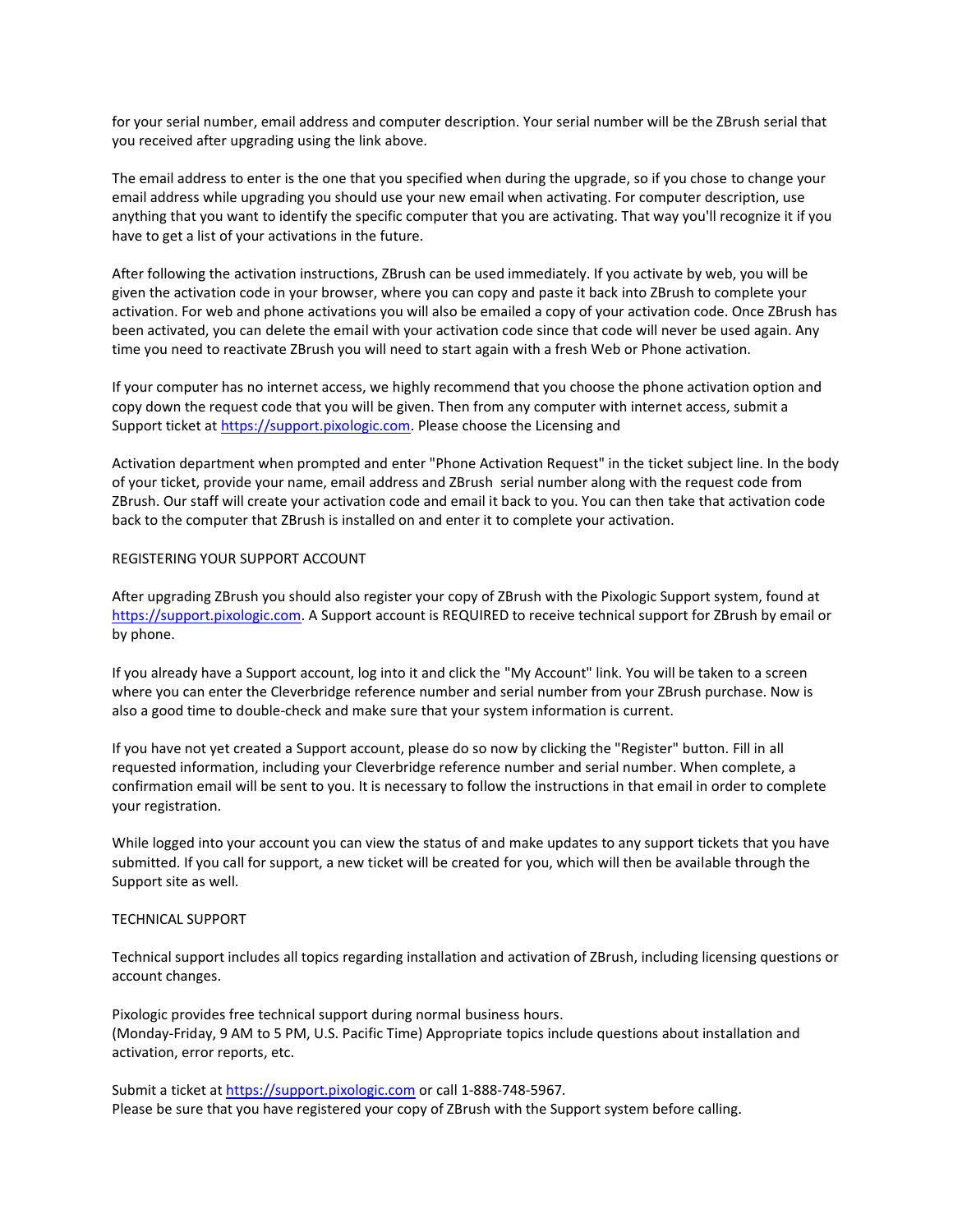for your serial number, email address and computer description. Your serial number will be the ZBrush serial that you received after upgrading using the link above.

The email address to enter is the one that you specified when during the upgrade, so if you chose to change your email address while upgrading you should use your new email when activating. For computer description, use anything that you want to identify the specific computer that you are activating. That way you'll recognize it if you have to get a list of your activations in the future.

After following the activation instructions, ZBrush can be used immediately. If you activate by web, you will be given the activation code in your browser, where you can copy and paste it back into ZBrush to complete your activation. For web and phone activations you will also be emailed a copy of your activation code. Once ZBrush has been activated, you can delete the email with your activation code since that code will never be used again. Any time you need to reactivate ZBrush you will need to start again with a fresh Web or Phone activation.

If your computer has no internet access, we highly recommend that you choose the phone activation option and copy down the request code that you will be given. Then from any computer with internet access, submit a Support ticket at https://support.pixologic.com. Please choose the Licensing and

Activation department when prompted and enter "Phone Activation Request" in the ticket subject line. In the body of your ticket, provide your name, email address and ZBrush serial number along with the request code from ZBrush. Our staff will create your activation code and email it back to you. You can then take that activation code back to the computer that ZBrush is installed on and enter it to complete your activation.

## REGISTERING YOUR SUPPORT ACCOUNT

After upgrading ZBrush you should also register your copy of ZBrush with the Pixologic Support system, found at https://support.pixologic.com. A Support account is REQUIRED to receive technical support for ZBrush by email or by phone.

If you already have a Support account, log into it and click the "My Account" link. You will be taken to a screen where you can enter the Cleverbridge reference number and serial number from your ZBrush purchase. Now is also a good time to double-check and make sure that your system information is current.

If you have not yet created a Support account, please do so now by clicking the "Register" button. Fill in all requested information, including your Cleverbridge reference number and serial number. When complete, a confirmation email will be sent to you. It is necessary to follow the instructions in that email in order to complete your registration.

While logged into your account you can view the status of and make updates to any support tickets that you have submitted. If you call for support, a new ticket will be created for you, which will then be available through the Support site as well.

## TECHNICAL SUPPORT

Technical support includes all topics regarding installation and activation of ZBrush, including licensing questions or account changes.

Pixologic provides free technical support during normal business hours.
(Monday-Friday, 9 AM to 5 PM, U.S. Pacific Time) Appropriate topics include questions about installation and activation, error reports, etc.

Submit a ticket at https://support.pixologic.com or call 1-888-748-5967.
Please be sure that you have registered your copy of ZBrush with the Support system before calling.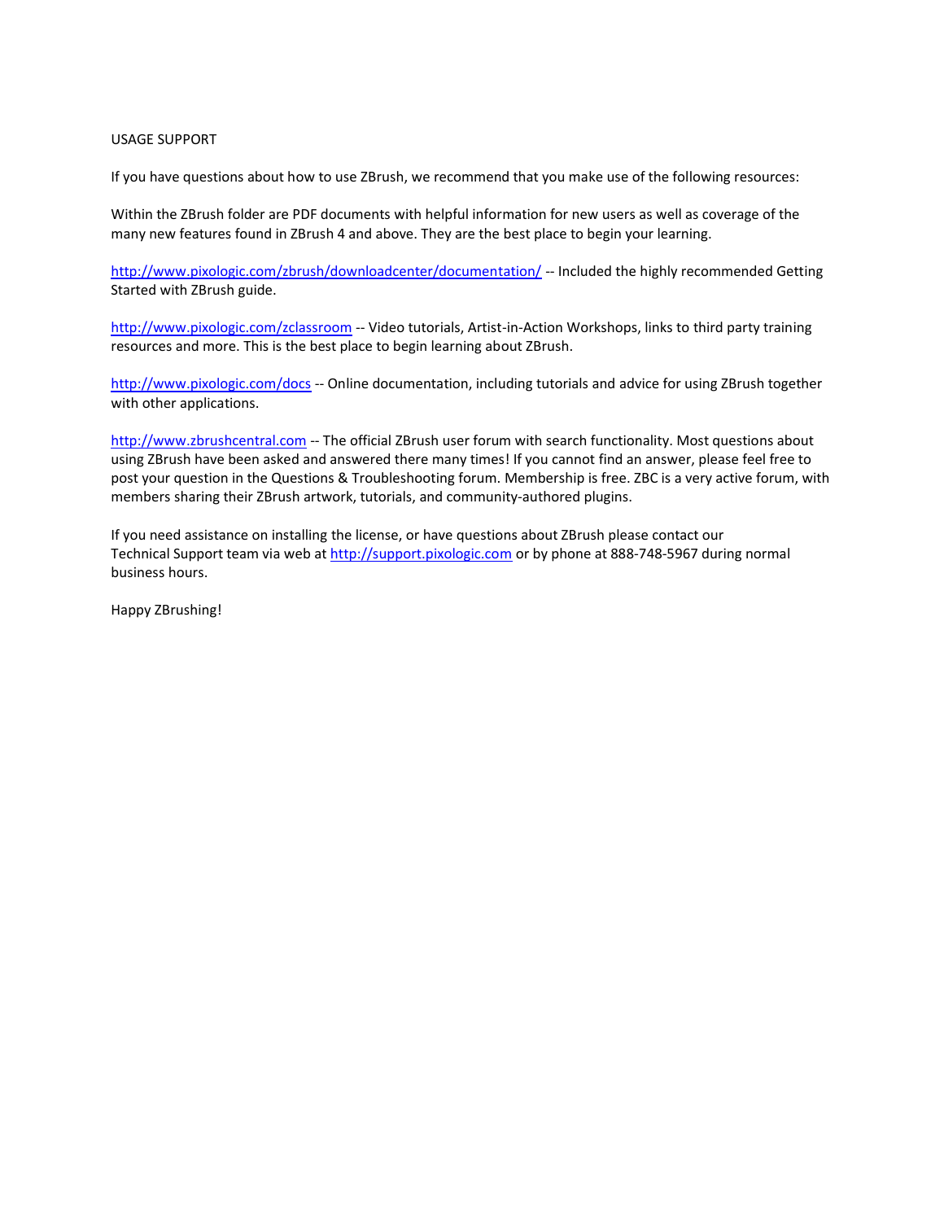USAGE SUPPORT

If you have questions about how to use ZBrush, we recommend that you make use of the following resources:

Within the ZBrush folder are PDF documents with helpful information for new users as well as coverage of the many new features found in ZBrush 4 and above. They are the best place to begin your learning.

http://www.pixologic.com/zbrush/downloadcenter/documentation/ -- Included the highly recommended Getting Started with ZBrush guide.

http://www.pixologic.com/zclassroom -- Video tutorials, Artist-in-Action Workshops, links to third party training resources and more. This is the best place to begin learning about ZBrush.

http://www.pixologic.com/docs -- Online documentation, including tutorials and advice for using ZBrush together with other applications.

http://www.zbrushcentral.com -- The official ZBrush user forum with search functionality. Most questions about using ZBrush have been asked and answered there many times! If you cannot find an answer, please feel free to post your question in the Questions & Troubleshooting forum. Membership is free. ZBC is a very active forum, with members sharing their ZBrush artwork, tutorials, and community-authored plugins.

If you need assistance on installing the license, or have questions about ZBrush please contact our Technical Support team via web at http://support.pixologic.com or by phone at 888-748-5967 during normal business hours.

Happy ZBrushing!